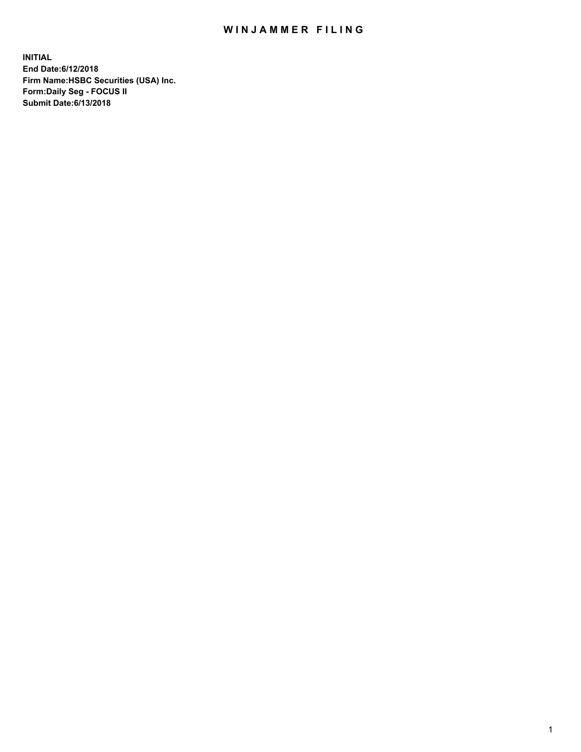# WINJAMMER FILING

**INITIAL**
**End Date:6/12/2018**
**Firm Name:HSBC Securities (USA) Inc.**
**Form:Daily Seg - FOCUS II**
**Submit Date:6/13/2018**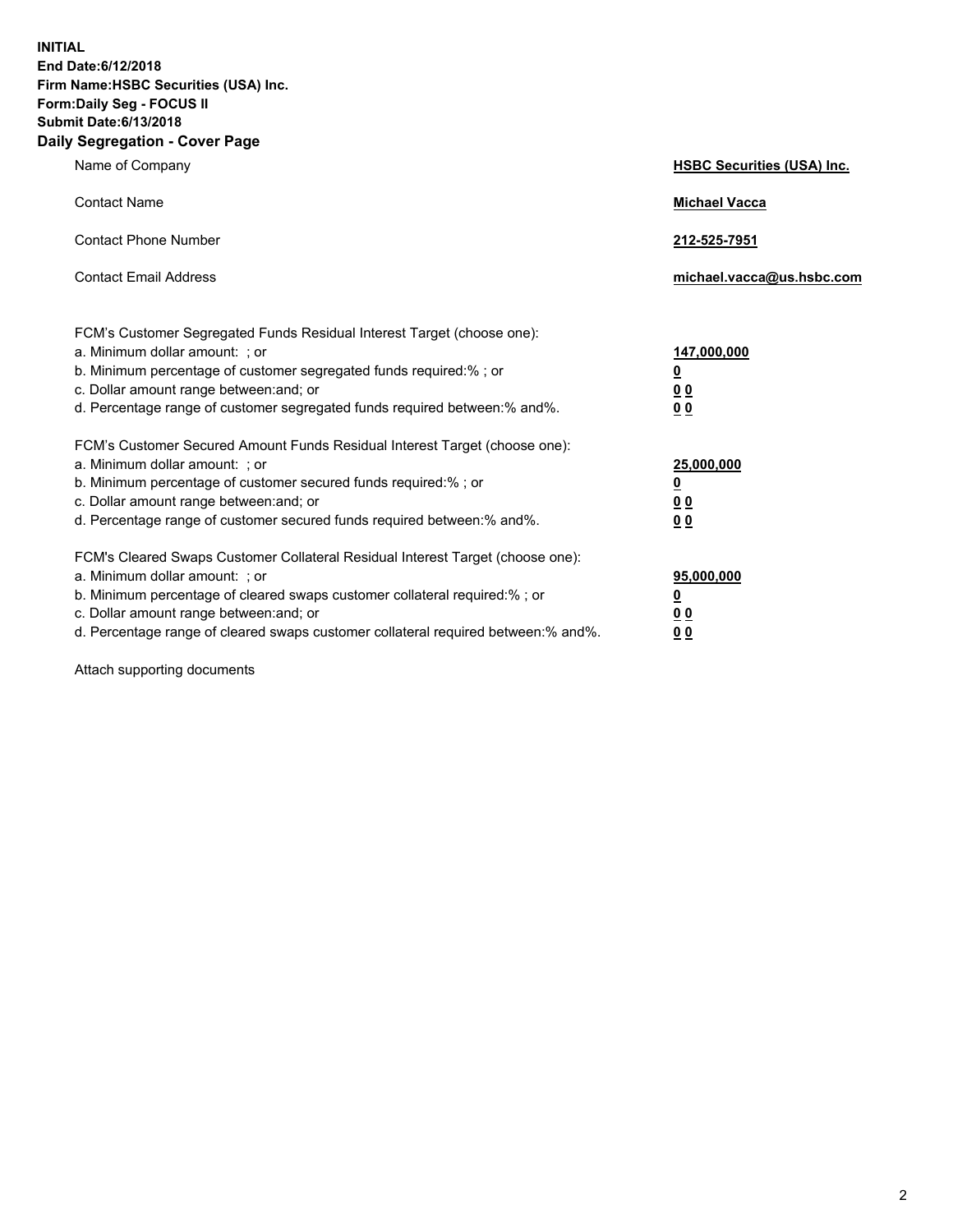**INITIAL**
**End Date:6/12/2018**
**Firm Name:HSBC Securities (USA) Inc.**
**Form:Daily Seg - FOCUS II**
**Submit Date:6/13/2018**
**Daily Segregation - Cover Page**

| | |
|---|---|
| Name of Company | **HSBC Securities (USA) Inc.** |
| Contact Name | **Michael Vacca** |
| Contact Phone Number | **212-525-7951** |
| Contact Email Address | **michael.vacca@us.hsbc.com** |

FCM's Customer Segregated Funds Residual Interest Target (choose one):

| | |
|---|---|
| a. Minimum dollar amount: ; or | **147,000,000** |
| b. Minimum percentage of customer segregated funds required:% ; or | **0** |
| c. Dollar amount range between:and; or | **0 0** |
| d. Percentage range of customer segregated funds required between:% and%. | **0 0** |

FCM's Customer Secured Amount Funds Residual Interest Target (choose one):

| | |
|---|---|
| a. Minimum dollar amount: ; or | **25,000,000** |
| b. Minimum percentage of customer secured funds required:% ; or | **0** |
| c. Dollar amount range between:and; or | **0 0** |
| d. Percentage range of customer secured funds required between:% and%. | **0 0** |

FCM's Cleared Swaps Customer Collateral Residual Interest Target (choose one):

| | |
|---|---|
| a. Minimum dollar amount: ; or | **95,000,000** |
| b. Minimum percentage of cleared swaps customer collateral required:% ; or | **0** |
| c. Dollar amount range between:and; or | **0 0** |
| d. Percentage range of cleared swaps customer collateral required between:% and%. | **0 0** |

Attach supporting documents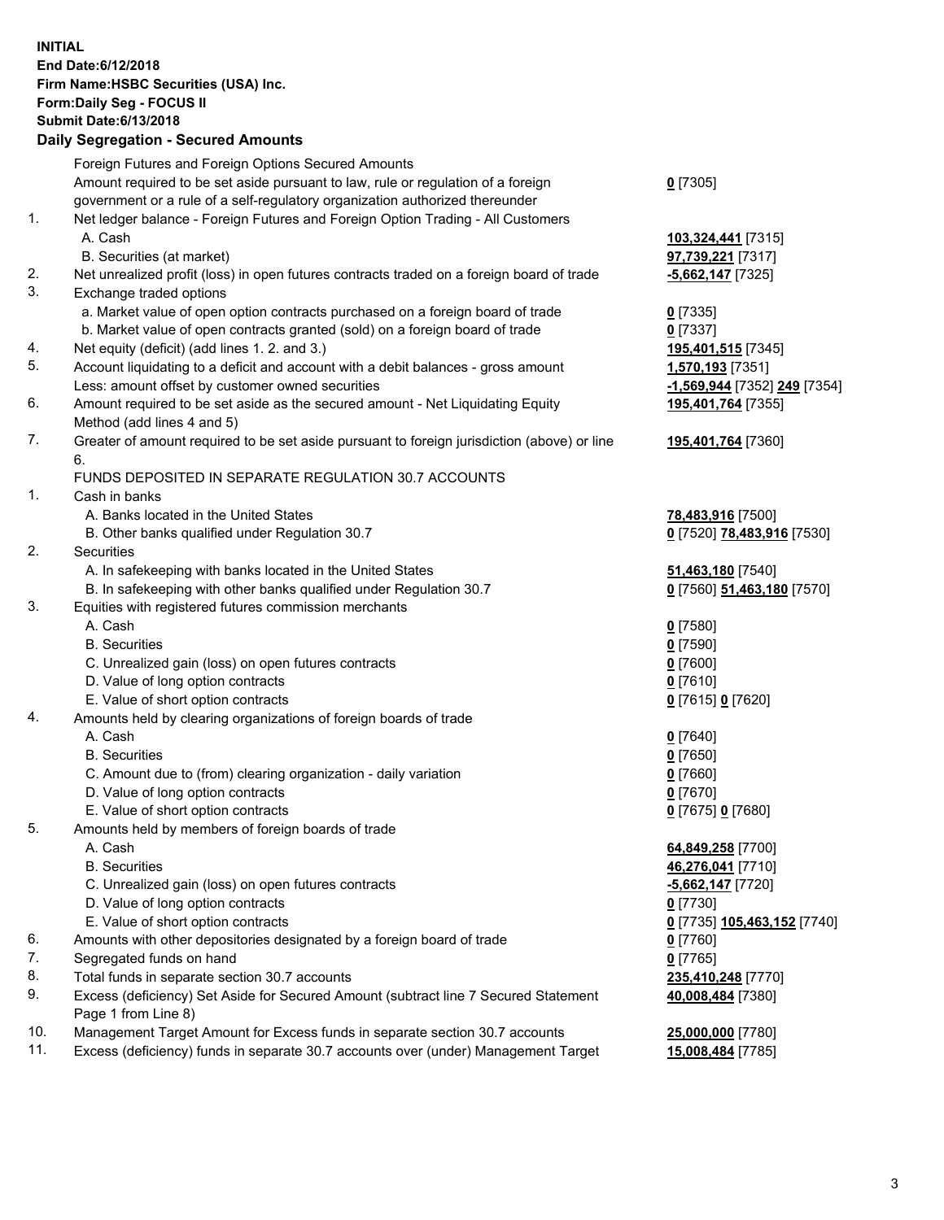**INITIAL**
**End Date:6/12/2018**
**Firm Name:HSBC Securities (USA) Inc.**
**Form:Daily Seg - FOCUS II**
**Submit Date:6/13/2018**

## Daily Segregation - Secured Amounts

| | | |
|---|---|---|
| | Foreign Futures and Foreign Options Secured Amounts | |
| | Amount required to be set aside pursuant to law, rule or regulation of a foreign government or a rule of a self-regulatory organization authorized thereunder | **0** [7305] |
| 1. | Net ledger balance - Foreign Futures and Foreign Option Trading - All Customers | |
| | A. Cash | **103,324,441** [7315] |
| | B. Securities (at market) | **97,739,221** [7317] |
| 2. | Net unrealized profit (loss) in open futures contracts traded on a foreign board of trade | **-5,662,147** [7325] |
| 3. | Exchange traded options | |
| | a. Market value of open option contracts purchased on a foreign board of trade | **0** [7335] |
| | b. Market value of open contracts granted (sold) on a foreign board of trade | **0** [7337] |
| 4. | Net equity (deficit) (add lines 1. 2. and 3.) | **195,401,515** [7345] |
| 5. | Account liquidating to a deficit and account with a debit balances - gross amount | **1,570,193** [7351] |
| | Less: amount offset by customer owned securities | **-1,569,944** [7352] **249** [7354] |
| 6. | Amount required to be set aside as the secured amount - Net Liquidating Equity Method (add lines 4 and 5) | **195,401,764** [7355] |
| 7. | Greater of amount required to be set aside pursuant to foreign jurisdiction (above) or line 6. | **195,401,764** [7360] |
| | FUNDS DEPOSITED IN SEPARATE REGULATION 30.7 ACCOUNTS | |
| 1. | Cash in banks | |
| | A. Banks located in the United States | **78,483,916** [7500] |
| | B. Other banks qualified under Regulation 30.7 | **0** [7520] **78,483,916** [7530] |
| 2. | Securities | |
| | A. In safekeeping with banks located in the United States | **51,463,180** [7540] |
| | B. In safekeeping with other banks qualified under Regulation 30.7 | **0** [7560] **51,463,180** [7570] |
| 3. | Equities with registered futures commission merchants | |
| | A. Cash | **0** [7580] |
| | B. Securities | **0** [7590] |
| | C. Unrealized gain (loss) on open futures contracts | **0** [7600] |
| | D. Value of long option contracts | **0** [7610] |
| | E. Value of short option contracts | **0** [7615] **0** [7620] |
| 4. | Amounts held by clearing organizations of foreign boards of trade | |
| | A. Cash | **0** [7640] |
| | B. Securities | **0** [7650] |
| | C. Amount due to (from) clearing organization - daily variation | **0** [7660] |
| | D. Value of long option contracts | **0** [7670] |
| | E. Value of short option contracts | **0** [7675] **0** [7680] |
| 5. | Amounts held by members of foreign boards of trade | |
| | A. Cash | **64,849,258** [7700] |
| | B. Securities | **46,276,041** [7710] |
| | C. Unrealized gain (loss) on open futures contracts | **-5,662,147** [7720] |
| | D. Value of long option contracts | **0** [7730] |
| | E. Value of short option contracts | **0** [7735] **105,463,152** [7740] |
| 6. | Amounts with other depositories designated by a foreign board of trade | **0** [7760] |
| 7. | Segregated funds on hand | **0** [7765] |
| 8. | Total funds in separate section 30.7 accounts | **235,410,248** [7770] |
| 9. | Excess (deficiency) Set Aside for Secured Amount (subtract line 7 Secured Statement Page 1 from Line 8) | **40,008,484** [7380] |
| 10. | Management Target Amount for Excess funds in separate section 30.7 accounts | **25,000,000** [7780] |
| 11. | Excess (deficiency) funds in separate 30.7 accounts over (under) Management Target | **15,008,484** [7785] |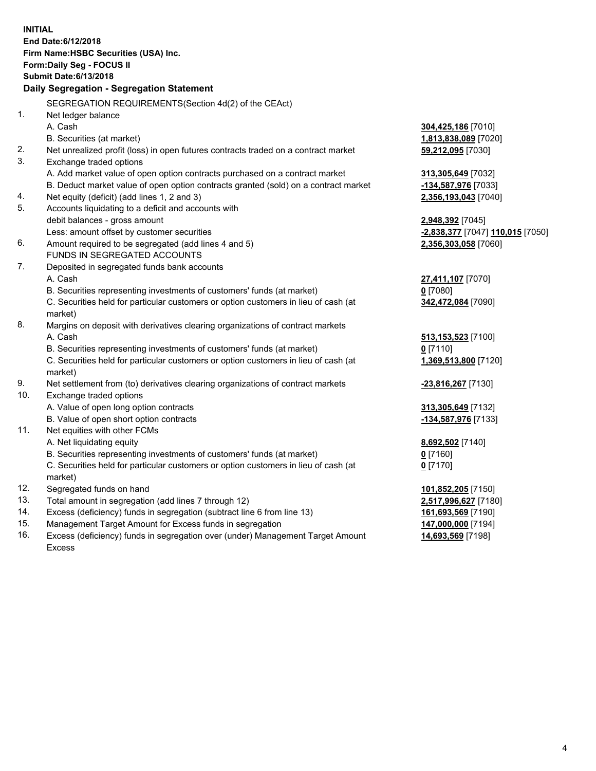**INITIAL**
**End Date:6/12/2018**
**Firm Name:HSBC Securities (USA) Inc.**
**Form:Daily Seg - FOCUS II**
**Submit Date:6/13/2018**

## Daily Segregation - Segregation Statement

SEGREGATION REQUIREMENTS(Section 4d(2) of the CEAct)

| | | |
|---|---|---|
| 1. | Net ledger balance | |
| | A. Cash | **304,425,186** [7010] |
| | B. Securities (at market) | **1,813,838,089** [7020] |
| 2. | Net unrealized profit (loss) in open futures contracts traded on a contract market | **59,212,095** [7030] |
| 3. | Exchange traded options | |
| | A. Add market value of open option contracts purchased on a contract market | **313,305,649** [7032] |
| | B. Deduct market value of open option contracts granted (sold) on a contract market | **-134,587,976** [7033] |
| 4. | Net equity (deficit) (add lines 1, 2 and 3) | **2,356,193,043** [7040] |
| 5. | Accounts liquidating to a deficit and accounts with debit balances - gross amount | **2,948,392** [7045] |
| | Less: amount offset by customer securities | **-2,838,377** [7047] **110,015** [7050] |
| 6. | Amount required to be segregated (add lines 4 and 5) | **2,356,303,058** [7060] |
| | FUNDS IN SEGREGATED ACCOUNTS | |
| 7. | Deposited in segregated funds bank accounts | |
| | A. Cash | **27,411,107** [7070] |
| | B. Securities representing investments of customers' funds (at market) | **0** [7080] |
| | C. Securities held for particular customers or option customers in lieu of cash (at market) | **342,472,084** [7090] |
| 8. | Margins on deposit with derivatives clearing organizations of contract markets | |
| | A. Cash | **513,153,523** [7100] |
| | B. Securities representing investments of customers' funds (at market) | **0** [7110] |
| | C. Securities held for particular customers or option customers in lieu of cash (at market) | **1,369,513,800** [7120] |
| 9. | Net settlement from (to) derivatives clearing organizations of contract markets | **-23,816,267** [7130] |
| 10. | Exchange traded options | |
| | A. Value of open long option contracts | **313,305,649** [7132] |
| | B. Value of open short option contracts | **-134,587,976** [7133] |
| 11. | Net equities with other FCMs | |
| | A. Net liquidating equity | **8,692,502** [7140] |
| | B. Securities representing investments of customers' funds (at market) | **0** [7160] |
| | C. Securities held for particular customers or option customers in lieu of cash (at market) | **0** [7170] |
| 12. | Segregated funds on hand | **101,852,205** [7150] |
| 13. | Total amount in segregation (add lines 7 through 12) | **2,517,996,627** [7180] |
| 14. | Excess (deficiency) funds in segregation (subtract line 6 from line 13) | **161,693,569** [7190] |
| 15. | Management Target Amount for Excess funds in segregation | **147,000,000** [7194] |
| 16. | Excess (deficiency) funds in segregation over (under) Management Target Amount Excess | **14,693,569** [7198] |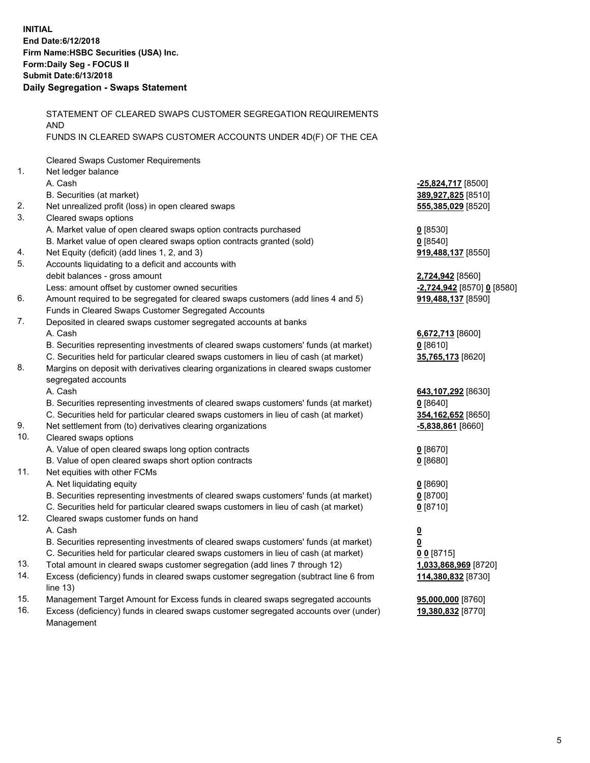**INITIAL**
**End Date:6/12/2018**
**Firm Name:HSBC Securities (USA) Inc.**
**Form:Daily Seg - FOCUS II**
**Submit Date:6/13/2018**
**Daily Segregation - Swaps Statement**

STATEMENT OF CLEARED SWAPS CUSTOMER SEGREGATION REQUIREMENTS AND FUNDS IN CLEARED SWAPS CUSTOMER ACCOUNTS UNDER 4D(F) OF THE CEA

| | | |
|---|---|---|
| | Cleared Swaps Customer Requirements | |
| 1. | Net ledger balance | |
| | A. Cash | **-25,824,717** [8500] |
| | B. Securities (at market) | **389,927,825** [8510] |
| 2. | Net unrealized profit (loss) in open cleared swaps | **555,385,029** [8520] |
| 3. | Cleared swaps options | |
| | A. Market value of open cleared swaps option contracts purchased | **0** [8530] |
| | B. Market value of open cleared swaps option contracts granted (sold) | **0** [8540] |
| 4. | Net Equity (deficit) (add lines 1, 2, and 3) | **919,488,137** [8550] |
| 5. | Accounts liquidating to a deficit and accounts with debit balances - gross amount | **2,724,942** [8560] |
| | Less: amount offset by customer owned securities | **-2,724,942** [8570] **0** [8580] |
| 6. | Amount required to be segregated for cleared swaps customers (add lines 4 and 5) | **919,488,137** [8590] |
| | Funds in Cleared Swaps Customer Segregated Accounts | |
| 7. | Deposited in cleared swaps customer segregated accounts at banks | |
| | A. Cash | **6,672,713** [8600] |
| | B. Securities representing investments of cleared swaps customers' funds (at market) | **0** [8610] |
| | C. Securities held for particular cleared swaps customers in lieu of cash (at market) | **35,765,173** [8620] |
| 8. | Margins on deposit with derivatives clearing organizations in cleared swaps customer segregated accounts | |
| | A. Cash | **643,107,292** [8630] |
| | B. Securities representing investments of cleared swaps customers' funds (at market) | **0** [8640] |
| | C. Securities held for particular cleared swaps customers in lieu of cash (at market) | **354,162,652** [8650] |
| 9. | Net settlement from (to) derivatives clearing organizations | **-5,838,861** [8660] |
| 10. | Cleared swaps options | |
| | A. Value of open cleared swaps long option contracts | **0** [8670] |
| | B. Value of open cleared swaps short option contracts | **0** [8680] |
| 11. | Net equities with other FCMs | |
| | A. Net liquidating equity | **0** [8690] |
| | B. Securities representing investments of cleared swaps customers' funds (at market) | **0** [8700] |
| | C. Securities held for particular cleared swaps customers in lieu of cash (at market) | **0** [8710] |
| 12. | Cleared swaps customer funds on hand | |
| | A. Cash | **0** |
| | B. Securities representing investments of cleared swaps customers' funds (at market) | **0** |
| | C. Securities held for particular cleared swaps customers in lieu of cash (at market) | **0** **0** [8715] |
| 13. | Total amount in cleared swaps customer segregation (add lines 7 through 12) | **1,033,868,969** [8720] |
| 14. | Excess (deficiency) funds in cleared swaps customer segregation (subtract line 6 from line 13) | **114,380,832** [8730] |
| 15. | Management Target Amount for Excess funds in cleared swaps segregated accounts | **95,000,000** [8760] |
| 16. | Excess (deficiency) funds in cleared swaps customer segregated accounts over (under) Management | **19,380,832** [8770] |